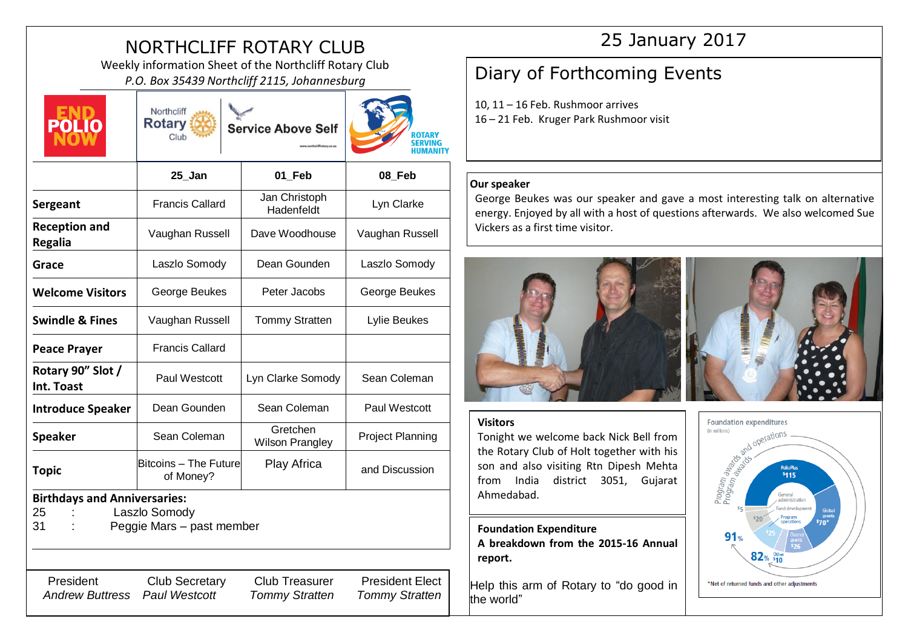# NORTHCLIFF ROTARY CLUB

Weekly information Sheet of the Northcliff Rotary Club

*P.O. Box 35439 Northcliff 2115, Johannesburg*

|  | 25_Jan | 01_Feb | 08_Feb |
|---|---|---|---|
| **Sergeant** | Francis Callard | Jan Christoph Hadenfeldt | Lyn Clarke |
| **Reception and Regalia** | Vaughan Russell | Dave Woodhouse | Vaughan Russell |
| **Grace** | Laszlo Somody | Dean Gounden | Laszlo Somody |
| **Welcome Visitors** | George Beukes | Peter Jacobs | George Beukes |
| **Swindle & Fines** | Vaughan Russell | Tommy Stratten | Lylie Beukes |
| **Peace Prayer** | Francis Callard | | |
| **Rotary 90" Slot / Int. Toast** | Paul Westcott | Lyn Clarke Somody | Sean Coleman |
| **Introduce Speaker** | Dean Gounden | Sean Coleman | Paul Westcott |
| **Speaker** | Sean Coleman | Gretchen Wilson Prangley | Project Planning |
| **Topic** | Bitcoins – The Future of Money? | Play Africa | and Discussion |

**Birthdays and Anniversaries:**

25 : Laszlo Somody

31 : Peggie Mars – past member

| President | Club Secretary | Club Treasurer | President Elect |
|---|---|---|---|
| *Andrew Buttress* | *Paul Westcott* | *Tommy Stratten* | *Tommy Stratten* |

25 January 2017

## Diary of Forthcoming Events

10, 11 – 16 Feb. Rushmoor arrives

16 – 21 Feb. Kruger Park Rushmoor visit

**Our speaker**

George Beukes was our speaker and gave a most interesting talk on alternative energy. Enjoyed by all with a host of questions afterwards. We also welcomed Sue Vickers as a first time visitor.

**Visitors**

Tonight we welcome back Nick Bell from the Rotary Club of Holt together with his son and also visiting Rtn Dipesh Mehta from India district 3051, Gujarat Ahmedabad.

**Foundation Expenditure**

**A breakdown from the 2015-16 Annual report.**

Help this arm of Rotary to "do good in the world"

Foundation expenditures (in millions)

Program awards and operations: 91%; Program awards: 82%

PolioPlus $115; Global grants $70*; District grants $26; Other $10; Program operations $25; Fund development $20; General administration $5

*Net of returned funds and other adjustments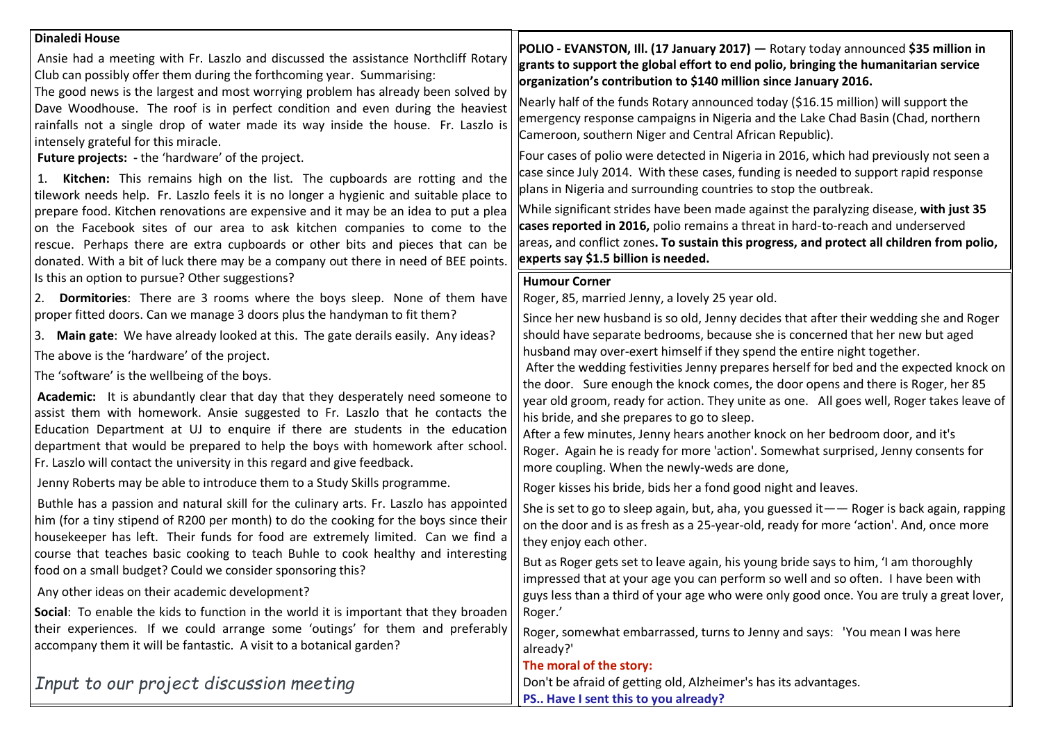## Dinaledi House

Ansie had a meeting with Fr. Laszlo and discussed the assistance Northcliff Rotary Club can possibly offer them during the forthcoming year. Summarising:

The good news is the largest and most worrying problem has already been solved by Dave Woodhouse. The roof is in perfect condition and even during the heaviest rainfalls not a single drop of water made its way inside the house. Fr. Laszlo is intensely grateful for this miracle.

**Future projects: -** the 'hardware' of the project.

1. **Kitchen:** This remains high on the list. The cupboards are rotting and the tilework needs help. Fr. Laszlo feels it is no longer a hygienic and suitable place to prepare food. Kitchen renovations are expensive and it may be an idea to put a plea on the Facebook sites of our area to ask kitchen companies to come to the rescue. Perhaps there are extra cupboards or other bits and pieces that can be donated. With a bit of luck there may be a company out there in need of BEE points. Is this an option to pursue? Other suggestions?
2. **Dormitories**: There are 3 rooms where the boys sleep. None of them have proper fitted doors. Can we manage 3 doors plus the handyman to fit them?
3. **Main gate**: We have already looked at this. The gate derails easily. Any ideas?

The above is the 'hardware' of the project.

The 'software' is the wellbeing of the boys.

**Academic:** It is abundantly clear that day that they desperately need someone to assist them with homework. Ansie suggested to Fr. Laszlo that he contacts the Education Department at UJ to enquire if there are students in the education department that would be prepared to help the boys with homework after school. Fr. Laszlo will contact the university in this regard and give feedback.

Jenny Roberts may be able to introduce them to a Study Skills programme.

Buthle has a passion and natural skill for the culinary arts. Fr. Laszlo has appointed him (for a tiny stipend of R200 per month) to do the cooking for the boys since their housekeeper has left. Their funds for food are extremely limited. Can we find a course that teaches basic cooking to teach Buhle to cook healthy and interesting food on a small budget? Could we consider sponsoring this?

Any other ideas on their academic development?

**Social**: To enable the kids to function in the world it is important that they broaden their experiences. If we could arrange some 'outings' for them and preferably accompany them it will be fantastic. A visit to a botanical garden?

*Input to our project discussion meeting*

**POLIO - EVANSTON, Ill. (17 January 2017) —** Rotary today announced **$35 million in grants to support the global effort to end polio, bringing the humanitarian service organization's contribution to $140 million since January 2016.**

Nearly half of the funds Rotary announced today ($16.15 million) will support the emergency response campaigns in Nigeria and the Lake Chad Basin (Chad, northern Cameroon, southern Niger and Central African Republic).

Four cases of polio were detected in Nigeria in 2016, which had previously not seen a case since July 2014. With these cases, funding is needed to support rapid response plans in Nigeria and surrounding countries to stop the outbreak.

While significant strides have been made against the paralyzing disease, **with just 35 cases reported in 2016,** polio remains a threat in hard-to-reach and underserved areas, and conflict zones**. To sustain this progress, and protect all children from polio, experts say $1.5 billion is needed.**

## Humour Corner

Roger, 85, married Jenny, a lovely 25 year old.

Since her new husband is so old, Jenny decides that after their wedding she and Roger should have separate bedrooms, because she is concerned that her new but aged husband may over-exert himself if they spend the entire night together.

After the wedding festivities Jenny prepares herself for bed and the expected knock on the door. Sure enough the knock comes, the door opens and there is Roger, her 85 year old groom, ready for action. They unite as one. All goes well, Roger takes leave of his bride, and she prepares to go to sleep.

After a few minutes, Jenny hears another knock on her bedroom door, and it's Roger. Again he is ready for more 'action'. Somewhat surprised, Jenny consents for more coupling. When the newly-weds are done,

Roger kisses his bride, bids her a fond good night and leaves.

She is set to go to sleep again, but, aha, you guessed it—— Roger is back again, rapping on the door and is as fresh as a 25-year-old, ready for more 'action'. And, once more they enjoy each other.

But as Roger gets set to leave again, his young bride says to him, 'I am thoroughly impressed that at your age you can perform so well and so often. I have been with guys less than a third of your age who were only good once. You are truly a great lover, Roger.'

Roger, somewhat embarrassed, turns to Jenny and says: 'You mean I was here already?'

**The moral of the story:**

Don't be afraid of getting old, Alzheimer's has its advantages.

**PS.. Have I sent this to you already?**